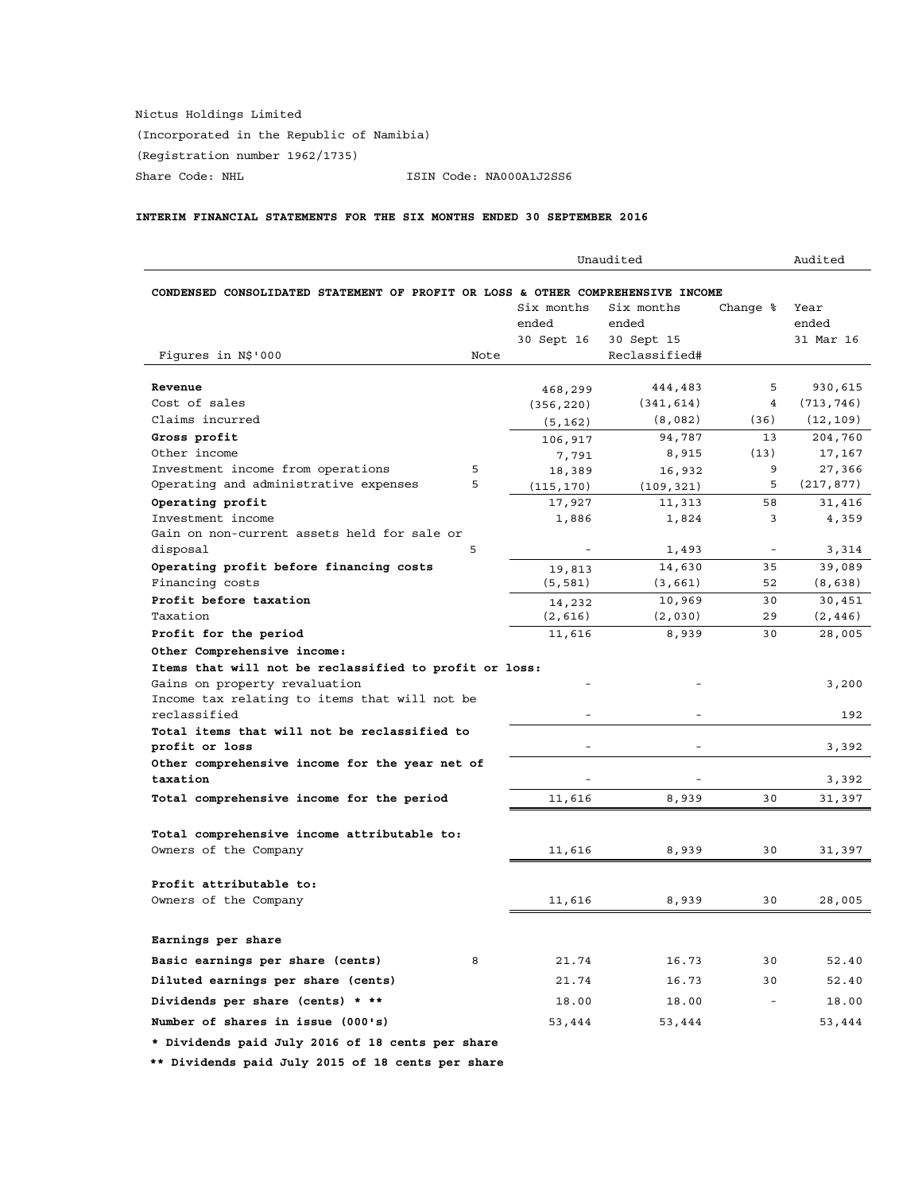Nictus Holdings Limited

(Incorporated in the Republic of Namibia)

(Registration number 1962/1735)

Share Code: NHL ISIN Code: NA000A1J2SS6

**INTERIM FINANCIAL STATEMENTS FOR THE SIX MONTHS ENDED 30 SEPTEMBER 2016**

**CONDENSED CONSOLIDATED STATEMENT OF PROFIT OR LOSS & OTHER COMPREHENSIVE INCOME**

| | | Unaudited | | | Audited |
|---|---|---|---|---|---|
| Figures in N$'000 | Note | Six months ended 30 Sept 16 | Six months ended 30 Sept 15 Reclassified# | Change % | Year ended 31 Mar 16 |
| **Revenue** | | 468,299 | 444,483 | 5 | 930,615 |
| Cost of sales | | (356,220) | (341,614) | 4 | (713,746) |
| Claims incurred | | (5,162) | (8,082) | (36) | (12,109) |
| **Gross profit** | | 106,917 | 94,787 | 13 | 204,760 |
| Other income | | 7,791 | 8,915 | (13) | 17,167 |
| Investment income from operations | 5 | 18,389 | 16,932 | 9 | 27,366 |
| Operating and administrative expenses | 5 | (115,170) | (109,321) | 5 | (217,877) |
| **Operating profit** | | 17,927 | 11,313 | 58 | 31,416 |
| Investment income | | 1,886 | 1,824 | 3 | 4,359 |
| Gain on non-current assets held for sale or disposal | 5 | - | 1,493 | - | 3,314 |
| **Operating profit before financing costs** | | 19,813 | 14,630 | 35 | 39,089 |
| Financing costs | | (5,581) | (3,661) | 52 | (8,638) |
| **Profit before taxation** | | 14,232 | 10,969 | 30 | 30,451 |
| Taxation | | (2,616) | (2,030) | 29 | (2,446) |
| **Profit for the period** | | 11,616 | 8,939 | 30 | 28,005 |
| **Other Comprehensive income:** | | | | | |
| **Items that will not be reclassified to profit or loss:** | | | | | |
| Gains on property revaluation | | - | - | | 3,200 |
| Income tax relating to items that will not be reclassified | | - | - | | 192 |
| **Total items that will not be reclassified to profit or loss** | | - | - | | 3,392 |
| **Other comprehensive income for the year net of taxation** | | - | - | | 3,392 |
| **Total comprehensive income for the period** | | 11,616 | 8,939 | 30 | 31,397 |
| | | | | | |
| **Total comprehensive income attributable to:** | | | | | |
| Owners of the Company | | 11,616 | 8,939 | 30 | 31,397 |
| | | | | | |
| **Profit attributable to:** | | | | | |
| Owners of the Company | | 11,616 | 8,939 | 30 | 28,005 |
| | | | | | |
| **Earnings per share** | | | | | |
| **Basic earnings per share (cents)** | 8 | 21.74 | 16.73 | 30 | 52.40 |
| **Diluted earnings per share (cents)** | | 21.74 | 16.73 | 30 | 52.40 |
| **Dividends per share (cents) * **** | | 18.00 | 18.00 | - | 18.00 |
| **Number of shares in issue (000's)** | | 53,444 | 53,444 | | 53,444 |

**\* Dividends paid July 2016 of 18 cents per share**

**\*\* Dividends paid July 2015 of 18 cents per share**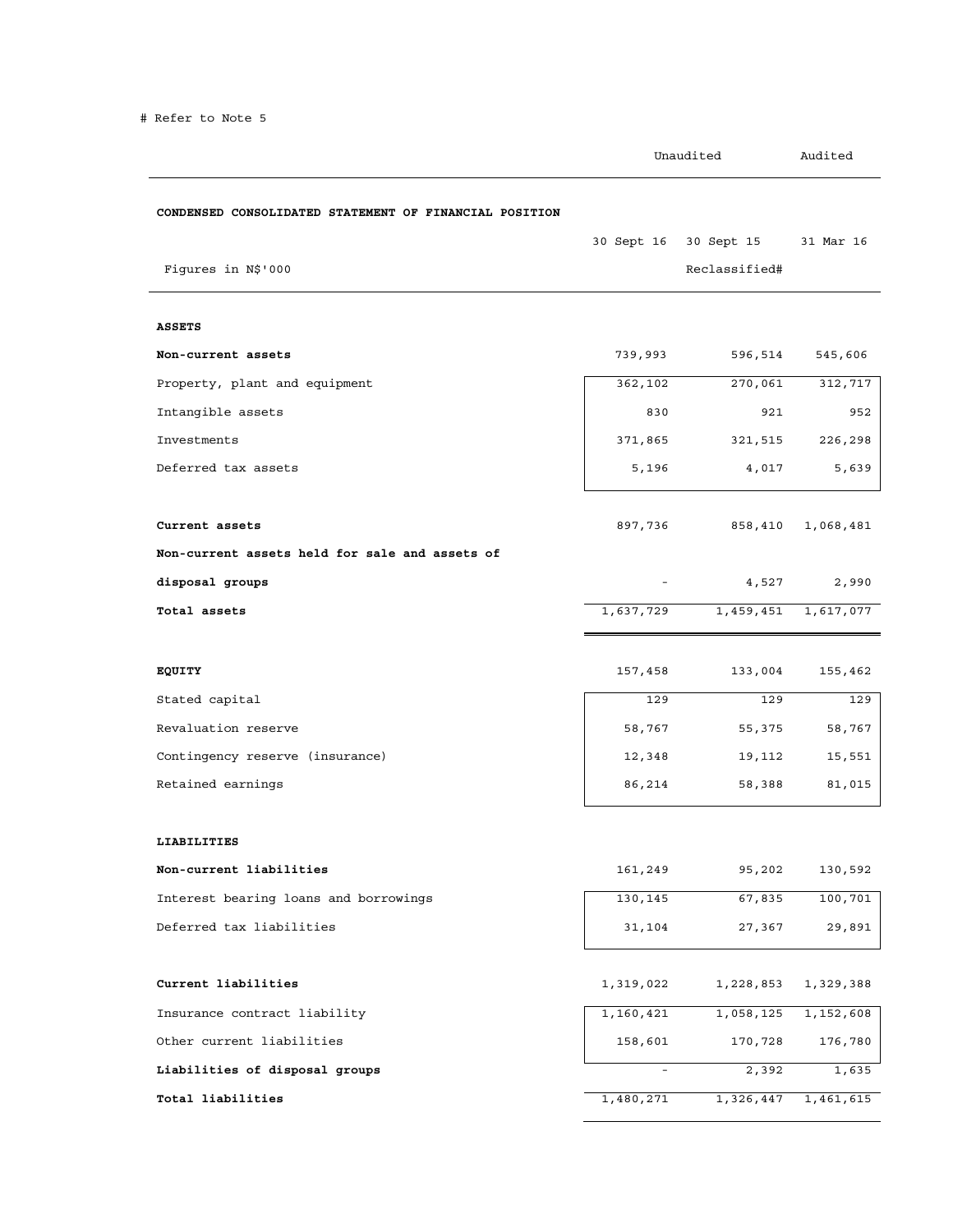# Refer to Note 5

| | Unaudited | | Audited |
|---|---|---|---|
| **CONDENSED CONSOLIDATED STATEMENT OF FINANCIAL POSITION** | | | |
| | 30 Sept 16 | 30 Sept 15 | 31 Mar 16 |
| Figures in N$'000 | | Reclassified# | |
| **ASSETS** | | | |
| **Non-current assets** | 739,993 | 596,514 | 545,606 |
| Property, plant and equipment | 362,102 | 270,061 | 312,717 |
| Intangible assets | 830 | 921 | 952 |
| Investments | 371,865 | 321,515 | 226,298 |
| Deferred tax assets | 5,196 | 4,017 | 5,639 |
| **Current assets** | 897,736 | 858,410 | 1,068,481 |
| **Non-current assets held for sale and assets of disposal groups** | - | 4,527 | 2,990 |
| **Total assets** | 1,637,729 | 1,459,451 | 1,617,077 |
| **EQUITY** | 157,458 | 133,004 | 155,462 |
| Stated capital | 129 | 129 | 129 |
| Revaluation reserve | 58,767 | 55,375 | 58,767 |
| Contingency reserve (insurance) | 12,348 | 19,112 | 15,551 |
| Retained earnings | 86,214 | 58,388 | 81,015 |
| **LIABILITIES** | | | |
| **Non-current liabilities** | 161,249 | 95,202 | 130,592 |
| Interest bearing loans and borrowings | 130,145 | 67,835 | 100,701 |
| Deferred tax liabilities | 31,104 | 27,367 | 29,891 |
| **Current liabilities** | 1,319,022 | 1,228,853 | 1,329,388 |
| Insurance contract liability | 1,160,421 | 1,058,125 | 1,152,608 |
| Other current liabilities | 158,601 | 170,728 | 176,780 |
| **Liabilities of disposal groups** | - | 2,392 | 1,635 |
| **Total liabilities** | 1,480,271 | 1,326,447 | 1,461,615 |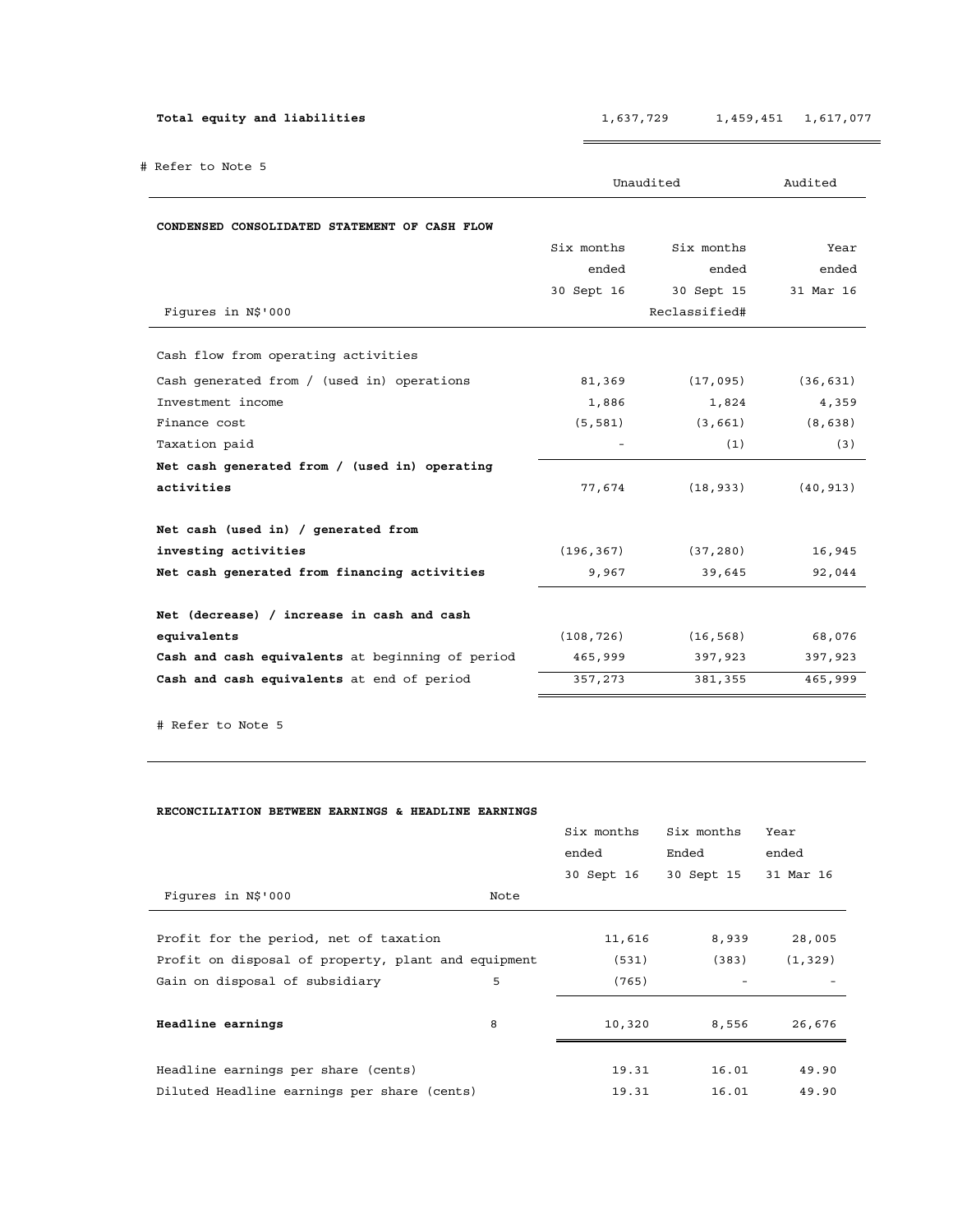| | | | |
|---|---|---|---|
| **Total equity and liabilities** | 1,637,729 | 1,459,451 | 1,617,077 |

# Refer to Note 5

| | Unaudited | | Audited |
|---|---|---|---|
| **CONDENSED CONSOLIDATED STATEMENT OF CASH FLOW** | | | |
| | Six months ended 30 Sept 16 | Six months ended 30 Sept 15 | Year ended 31 Mar 16 |
| Figures in N$'000 | | Reclassified# | |
| Cash flow from operating activities | | | |
| Cash generated from / (used in) operations | 81,369 | (17,095) | (36,631) |
| Investment income | 1,886 | 1,824 | 4,359 |
| Finance cost | (5,581) | (3,661) | (8,638) |
| Taxation paid | - | (1) | (3) |
| **Net cash generated from / (used in) operating activities** | 77,674 | (18,933) | (40,913) |
| **Net cash (used in) / generated from investing activities** | (196,367) | (37,280) | 16,945 |
| **Net cash generated from financing activities** | 9,967 | 39,645 | 92,044 |
| **Net (decrease) / increase in cash and cash equivalents** | (108,726) | (16,568) | 68,076 |
| **Cash and cash equivalents** at beginning of period | 465,999 | 397,923 | 397,923 |
| **Cash and cash equivalents** at end of period | 357,273 | 381,355 | 465,999 |

# Refer to Note 5

| **RECONCILIATION BETWEEN EARNINGS & HEADLINE EARNINGS** | | | | |
|---|---|---|---|---|
| | | Six months ended 30 Sept 16 | Six months Ended 30 Sept 15 | Year ended 31 Mar 16 |
| Figures in N$'000 | Note | | | |
| Profit for the period, net of taxation | | 11,616 | 8,939 | 28,005 |
| Profit on disposal of property, plant and equipment | | (531) | (383) | (1,329) |
| Gain on disposal of subsidiary | 5 | (765) | - | - |
| **Headline earnings** | 8 | 10,320 | 8,556 | 26,676 |
| Headline earnings per share (cents) | | 19.31 | 16.01 | 49.90 |
| Diluted Headline earnings per share (cents) | | 19.31 | 16.01 | 49.90 |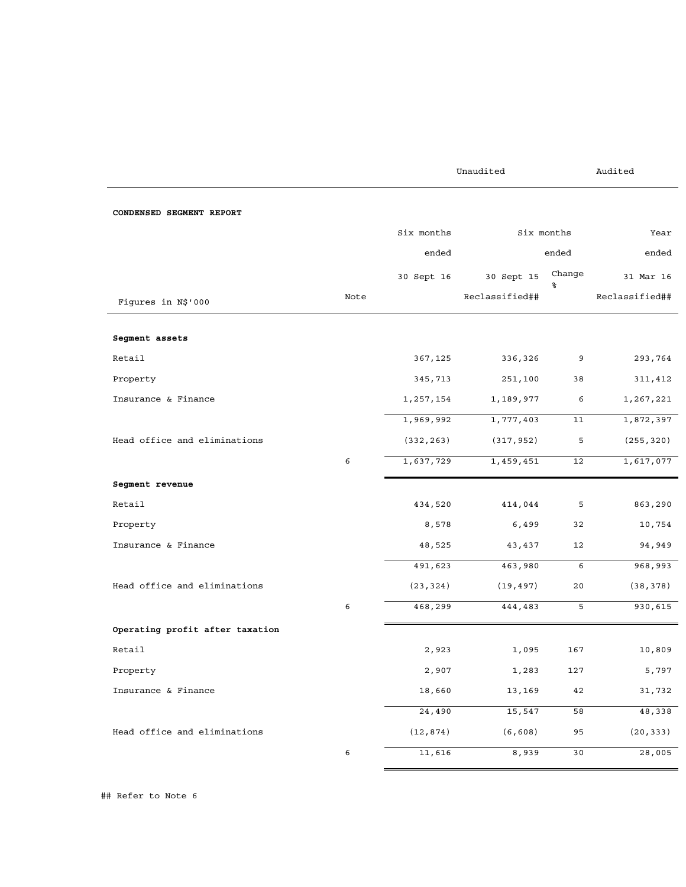| | | Unaudited | | | Audited |
|---|---|---|---|---|---|
| **CONDENSED SEGMENT REPORT** | | | | | |
| | | Six months ended | Six months ended | | Year ended |
| | | 30 Sept 16 | 30 Sept 15 | Change % | 31 Mar 16 |
| Figures in N$'000 | Note | | Reclassified## | | Reclassified## |
| **Segment assets** | | | | | |
| Retail | | 367,125 | 336,326 | 9 | 293,764 |
| Property | | 345,713 | 251,100 | 38 | 311,412 |
| Insurance & Finance | | 1,257,154 | 1,189,977 | 6 | 1,267,221 |
| | | 1,969,992 | 1,777,403 | 11 | 1,872,397 |
| Head office and eliminations | | (332,263) | (317,952) | 5 | (255,320) |
| | 6 | 1,637,729 | 1,459,451 | 12 | 1,617,077 |
| **Segment revenue** | | | | | |
| Retail | | 434,520 | 414,044 | 5 | 863,290 |
| Property | | 8,578 | 6,499 | 32 | 10,754 |
| Insurance & Finance | | 48,525 | 43,437 | 12 | 94,949 |
| | | 491,623 | 463,980 | 6 | 968,993 |
| Head office and eliminations | | (23,324) | (19,497) | 20 | (38,378) |
| | 6 | 468,299 | 444,483 | 5 | 930,615 |
| **Operating profit after taxation** | | | | | |
| Retail | | 2,923 | 1,095 | 167 | 10,809 |
| Property | | 2,907 | 1,283 | 127 | 5,797 |
| Insurance & Finance | | 18,660 | 13,169 | 42 | 31,732 |
| | | 24,490 | 15,547 | 58 | 48,338 |
| Head office and eliminations | | (12,874) | (6,608) | 95 | (20,333) |
| | 6 | 11,616 | 8,939 | 30 | 28,005 |

## Refer to Note 6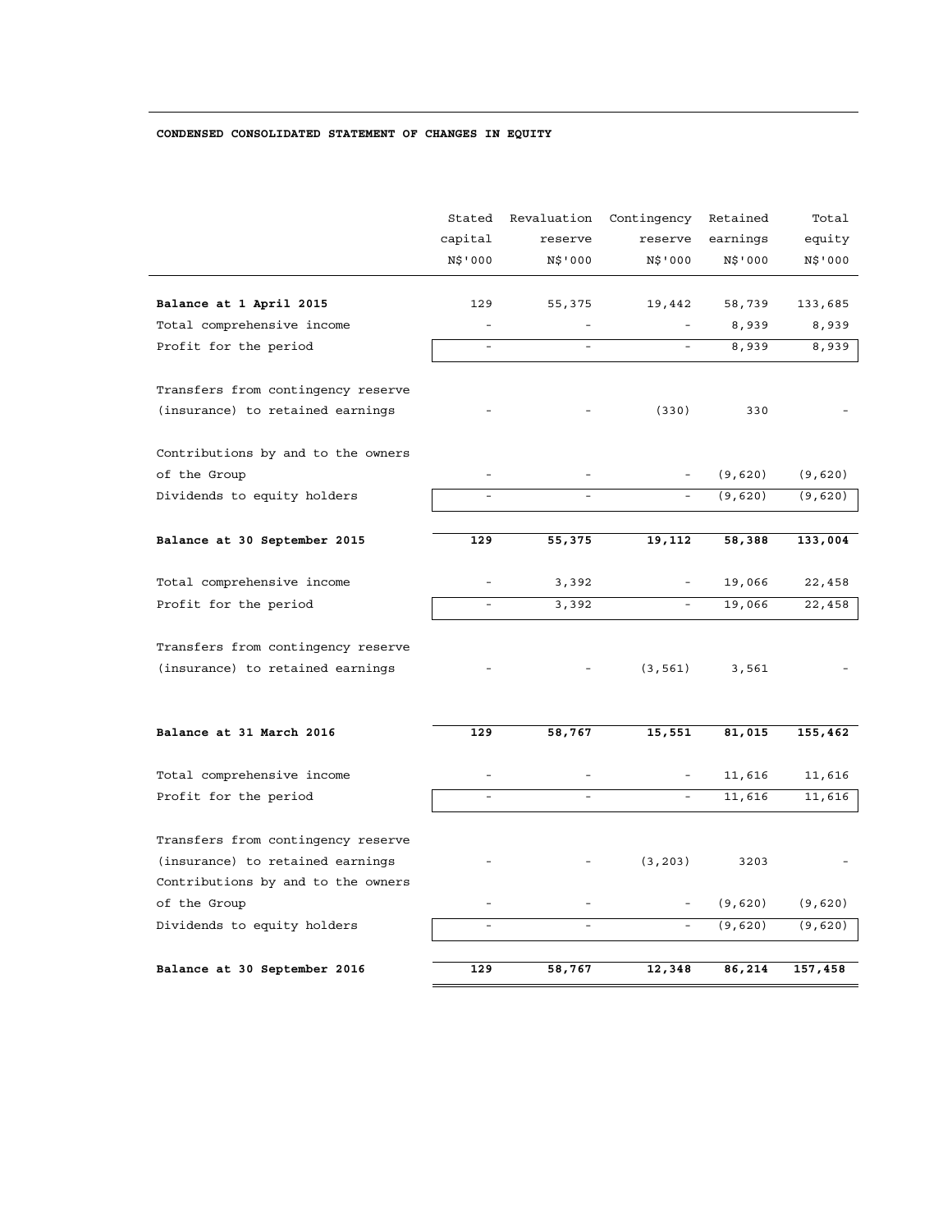**CONDENSED CONSOLIDATED STATEMENT OF CHANGES IN EQUITY**

| | Stated capital N$'000 | Revaluation reserve N$'000 | Contingency reserve N$'000 | Retained earnings N$'000 | Total equity N$'000 |
|---|---|---|---|---|---|
| **Balance at 1 April 2015** | 129 | 55,375 | 19,442 | 58,739 | 133,685 |
| Total comprehensive income | - | - | - | 8,939 | 8,939 |
| Profit for the period | - | - | - | 8,939 | 8,939 |
| Transfers from contingency reserve (insurance) to retained earnings | - | - | (330) | 330 | - |
| Contributions by and to the owners of the Group | - | - | - | (9,620) | (9,620) |
| Dividends to equity holders | - | - | - | (9,620) | (9,620) |
| **Balance at 30 September 2015** | **129** | **55,375** | **19,112** | **58,388** | **133,004** |
| Total comprehensive income | - | 3,392 | - | 19,066 | 22,458 |
| Profit for the period | - | 3,392 | - | 19,066 | 22,458 |
| Transfers from contingency reserve (insurance) to retained earnings | - | - | (3,561) | 3,561 | - |
| **Balance at 31 March 2016** | **129** | **58,767** | **15,551** | **81,015** | **155,462** |
| Total comprehensive income | - | - | - | 11,616 | 11,616 |
| Profit for the period | - | - | - | 11,616 | 11,616 |
| Transfers from contingency reserve (insurance) to retained earnings | - | - | (3,203) | 3203 | - |
| Contributions by and to the owners of the Group | - | - | - | (9,620) | (9,620) |
| Dividends to equity holders | - | - | - | (9,620) | (9,620) |
| **Balance at 30 September 2016** | **129** | **58,767** | **12,348** | **86,214** | **157,458** |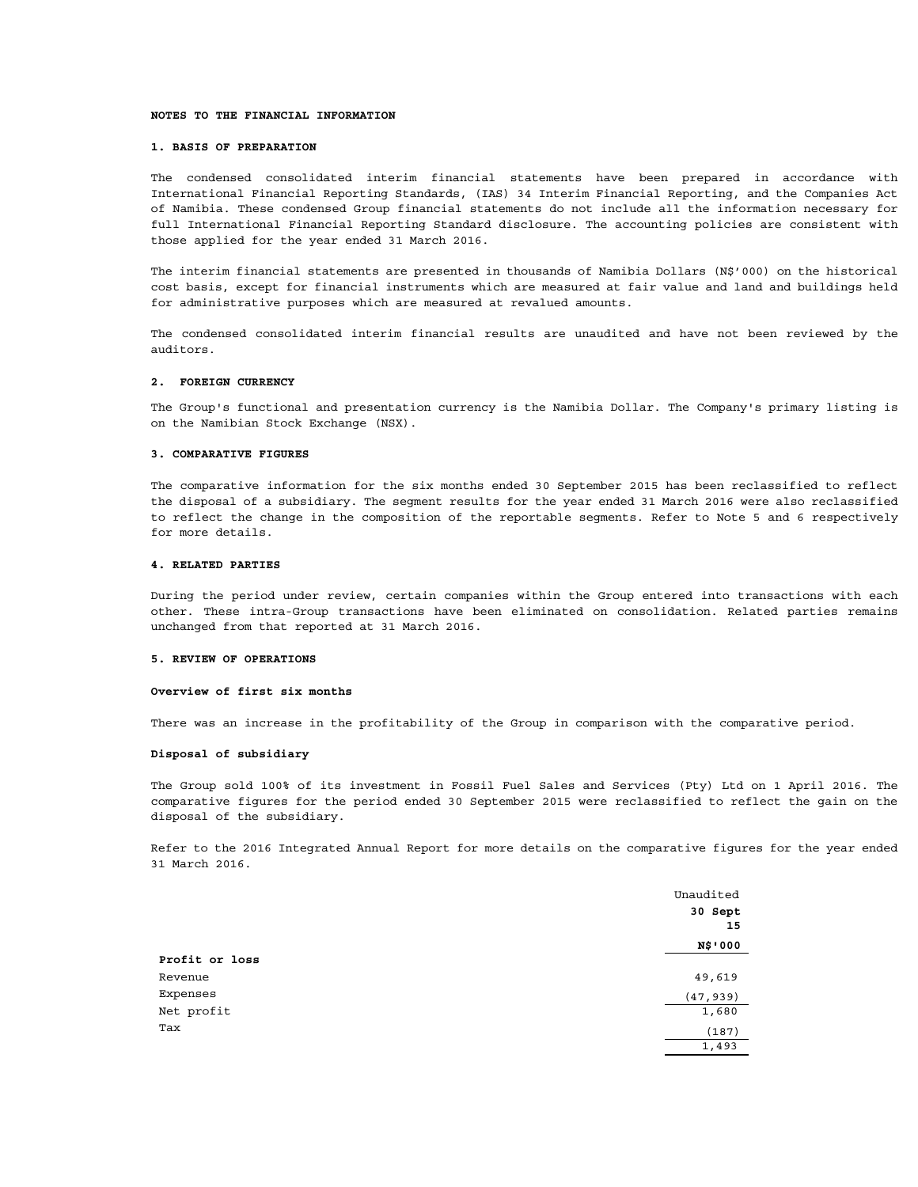## NOTES TO THE FINANCIAL INFORMATION

### 1. BASIS OF PREPARATION

The condensed consolidated interim financial statements have been prepared in accordance with International Financial Reporting Standards, (IAS) 34 Interim Financial Reporting, and the Companies Act of Namibia. These condensed Group financial statements do not include all the information necessary for full International Financial Reporting Standard disclosure. The accounting policies are consistent with those applied for the year ended 31 March 2016.

The interim financial statements are presented in thousands of Namibia Dollars (N$'000) on the historical cost basis, except for financial instruments which are measured at fair value and land and buildings held for administrative purposes which are measured at revalued amounts.

The condensed consolidated interim financial results are unaudited and have not been reviewed by the auditors.

### 2. FOREIGN CURRENCY

The Group's functional and presentation currency is the Namibia Dollar. The Company's primary listing is on the Namibian Stock Exchange (NSX).

### 3. COMPARATIVE FIGURES

The comparative information for the six months ended 30 September 2015 has been reclassified to reflect the disposal of a subsidiary. The segment results for the year ended 31 March 2016 were also reclassified to reflect the change in the composition of the reportable segments. Refer to Note 5 and 6 respectively for more details.

### 4. RELATED PARTIES

During the period under review, certain companies within the Group entered into transactions with each other. These intra-Group transactions have been eliminated on consolidation. Related parties remains unchanged from that reported at 31 March 2016.

### 5. REVIEW OF OPERATIONS

**Overview of first six months**

There was an increase in the profitability of the Group in comparison with the comparative period.

**Disposal of subsidiary**

The Group sold 100% of its investment in Fossil Fuel Sales and Services (Pty) Ltd on 1 April 2016. The comparative figures for the period ended 30 September 2015 were reclassified to reflect the gain on the disposal of the subsidiary.

Refer to the 2016 Integrated Annual Report for more details on the comparative figures for the year ended 31 March 2016.

| | Unaudited<br>**30 Sept 15**<br>**N$'000** |
|---|---|
| **Profit or loss** | |
| Revenue | 49,619 |
| Expenses | (47,939) |
| Net profit | 1,680 |
| Tax | (187) |
| | 1,493 |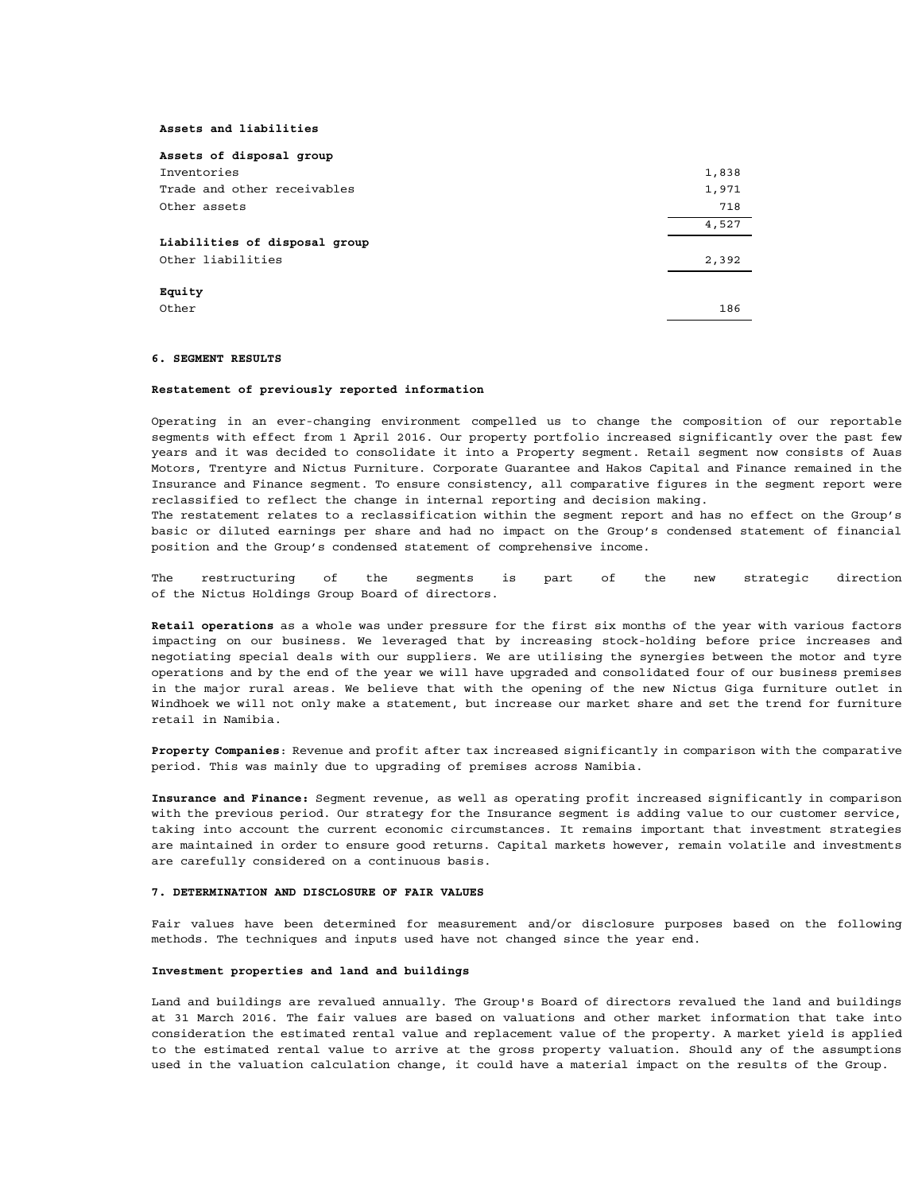**Assets and liabilities**

| | |
|---|---|
| **Assets of disposal group** | |
| Inventories | 1,838 |
| Trade and other receivables | 1,971 |
| Other assets | 718 |
| | 4,527 |
| **Liabilities of disposal group** | |
| Other liabilities | 2,392 |
| **Equity** | |
| Other | 186 |

**6. SEGMENT RESULTS**

**Restatement of previously reported information**

Operating in an ever-changing environment compelled us to change the composition of our reportable segments with effect from 1 April 2016. Our property portfolio increased significantly over the past few years and it was decided to consolidate it into a Property segment. Retail segment now consists of Auas Motors, Trentyre and Nictus Furniture. Corporate Guarantee and Hakos Capital and Finance remained in the Insurance and Finance segment. To ensure consistency, all comparative figures in the segment report were reclassified to reflect the change in internal reporting and decision making.
The restatement relates to a reclassification within the segment report and has no effect on the Group's basic or diluted earnings per share and had no impact on the Group's condensed statement of financial position and the Group's condensed statement of comprehensive income.

The restructuring of the segments is part of the new strategic direction of the Nictus Holdings Group Board of directors.

**Retail operations** as a whole was under pressure for the first six months of the year with various factors impacting on our business. We leveraged that by increasing stock-holding before price increases and negotiating special deals with our suppliers. We are utilising the synergies between the motor and tyre operations and by the end of the year we will have upgraded and consolidated four of our business premises in the major rural areas. We believe that with the opening of the new Nictus Giga furniture outlet in Windhoek we will not only make a statement, but increase our market share and set the trend for furniture retail in Namibia.

**Property Companies**: Revenue and profit after tax increased significantly in comparison with the comparative period. This was mainly due to upgrading of premises across Namibia.

**Insurance and Finance:** Segment revenue, as well as operating profit increased significantly in comparison with the previous period. Our strategy for the Insurance segment is adding value to our customer service, taking into account the current economic circumstances. It remains important that investment strategies are maintained in order to ensure good returns. Capital markets however, remain volatile and investments are carefully considered on a continuous basis.

**7. DETERMINATION AND DISCLOSURE OF FAIR VALUES**

Fair values have been determined for measurement and/or disclosure purposes based on the following methods. The techniques and inputs used have not changed since the year end.

**Investment properties and land and buildings**

Land and buildings are revalued annually. The Group's Board of directors revalued the land and buildings at 31 March 2016. The fair values are based on valuations and other market information that take into consideration the estimated rental value and replacement value of the property. A market yield is applied to the estimated rental value to arrive at the gross property valuation. Should any of the assumptions used in the valuation calculation change, it could have a material impact on the results of the Group.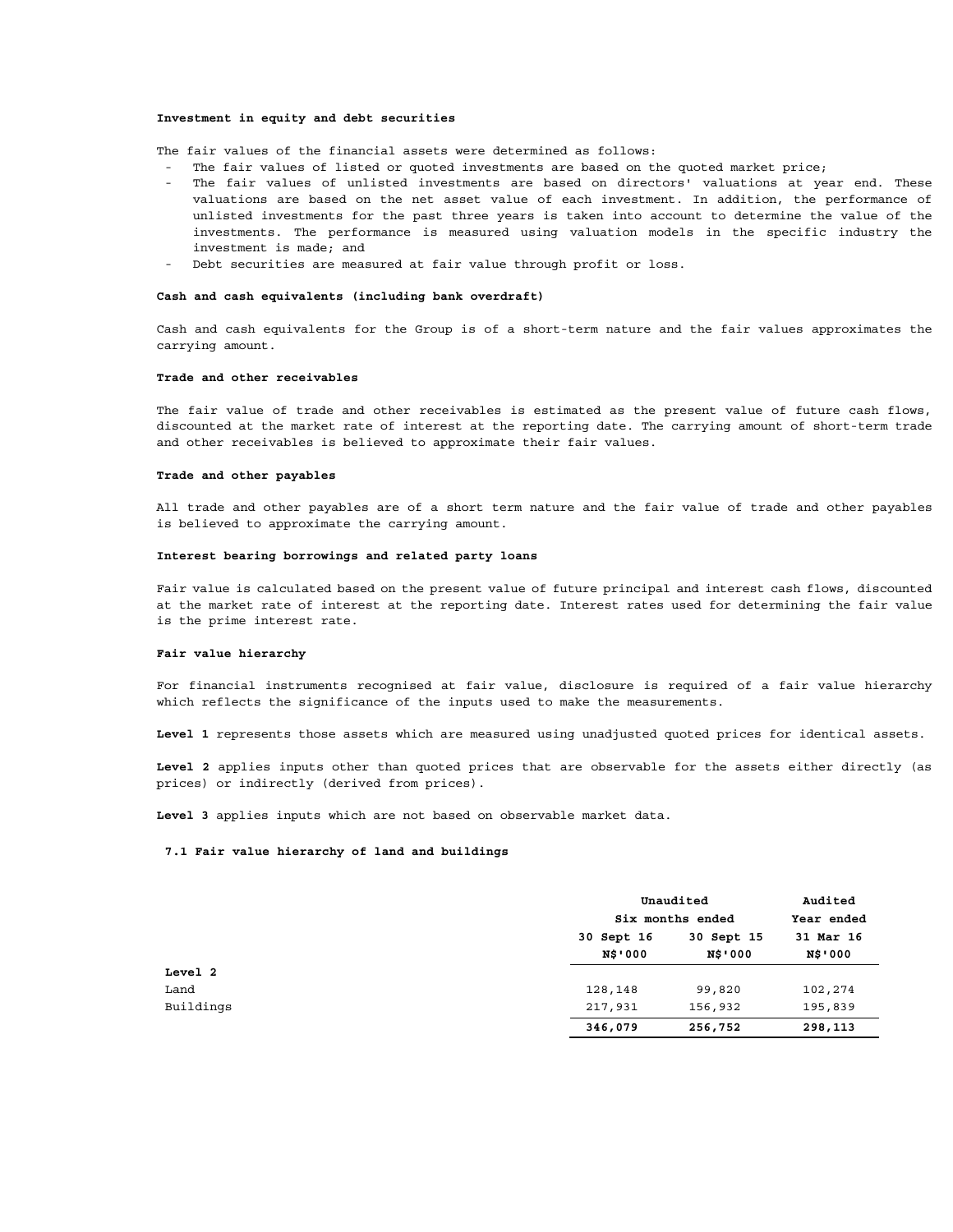**Investment in equity and debt securities**

The fair values of the financial assets were determined as follows:

- The fair values of listed or quoted investments are based on the quoted market price;
- The fair values of unlisted investments are based on directors' valuations at year end. These valuations are based on the net asset value of each investment. In addition, the performance of unlisted investments for the past three years is taken into account to determine the value of the investments. The performance is measured using valuation models in the specific industry the investment is made; and
- Debt securities are measured at fair value through profit or loss.

**Cash and cash equivalents (including bank overdraft)**

Cash and cash equivalents for the Group is of a short-term nature and the fair values approximates the carrying amount.

**Trade and other receivables**

The fair value of trade and other receivables is estimated as the present value of future cash flows, discounted at the market rate of interest at the reporting date. The carrying amount of short-term trade and other receivables is believed to approximate their fair values.

**Trade and other payables**

All trade and other payables are of a short term nature and the fair value of trade and other payables is believed to approximate the carrying amount.

**Interest bearing borrowings and related party loans**

Fair value is calculated based on the present value of future principal and interest cash flows, discounted at the market rate of interest at the reporting date. Interest rates used for determining the fair value is the prime interest rate.

**Fair value hierarchy**

For financial instruments recognised at fair value, disclosure is required of a fair value hierarchy which reflects the significance of the inputs used to make the measurements.

**Level 1** represents those assets which are measured using unadjusted quoted prices for identical assets.

**Level 2** applies inputs other than quoted prices that are observable for the assets either directly (as prices) or indirectly (derived from prices).

**Level 3** applies inputs which are not based on observable market data.

**7.1 Fair value hierarchy of land and buildings**

| | Unaudited | | Audited |
|---|---|---|---|
| | Six months ended | | Year ended |
| | 30 Sept 16 N$'000 | 30 Sept 15 N$'000 | 31 Mar 16 N$'000 |
| **Level 2** | | | |
| Land | 128,148 | 99,820 | 102,274 |
| Buildings | 217,931 | 156,932 | 195,839 |
| | **346,079** | **256,752** | **298,113** |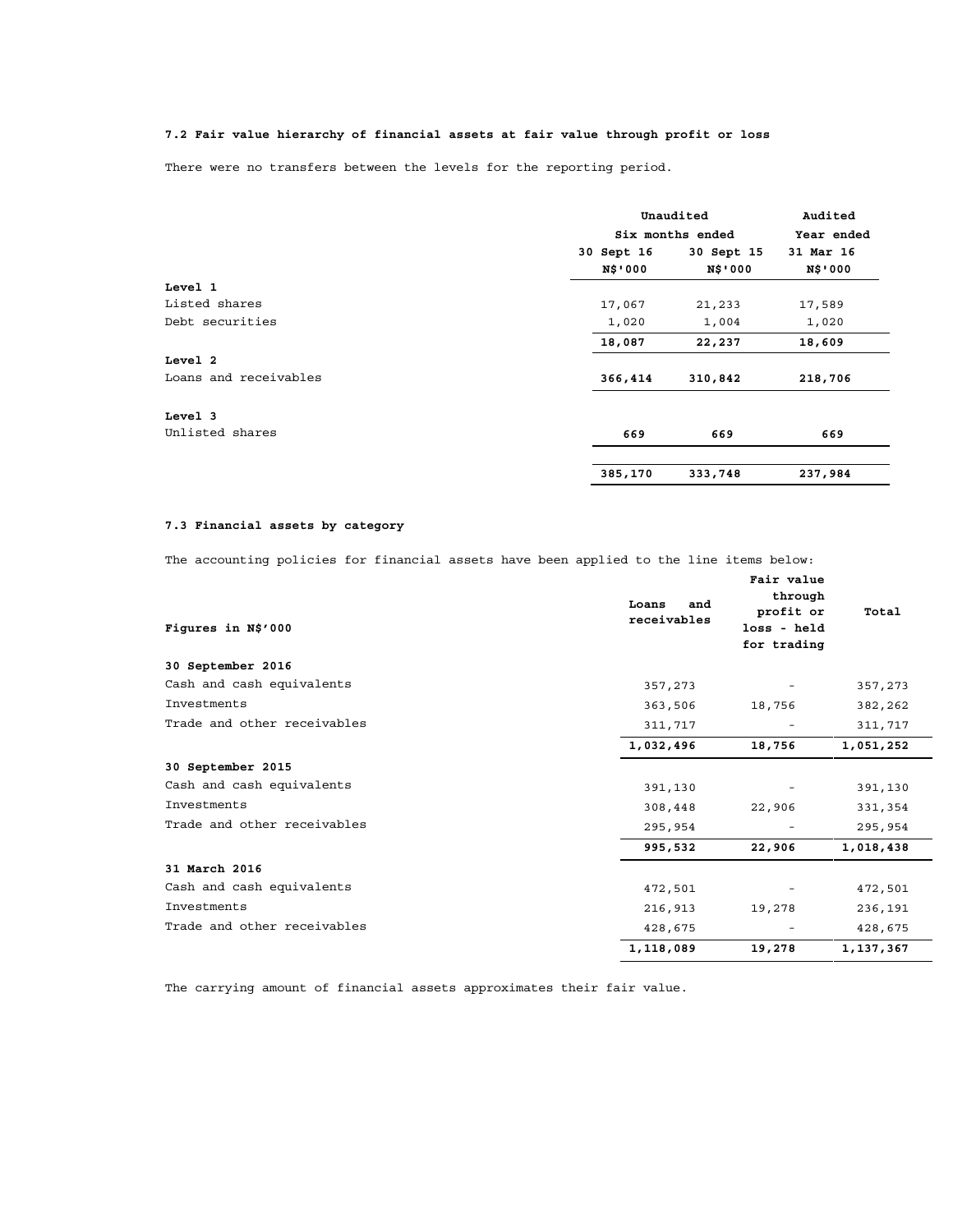### 7.2 Fair value hierarchy of financial assets at fair value through profit or loss

There were no transfers between the levels for the reporting period.

| | Unaudited | | Audited |
|---|---|---|---|
| | Six months ended | | Year ended |
| | 30 Sept 16 | 30 Sept 15 | 31 Mar 16 |
| | N$'000 | N$'000 | N$'000 |
| **Level 1** | | | |
| Listed shares | 17,067 | 21,233 | 17,589 |
| Debt securities | 1,020 | 1,004 | 1,020 |
| | **18,087** | **22,237** | **18,609** |
| **Level 2** | | | |
| Loans and receivables | **366,414** | **310,842** | **218,706** |
| **Level 3** | | | |
| Unlisted shares | **669** | **669** | **669** |
| | **385,170** | **333,748** | **237,984** |

### 7.3 Financial assets by category

The accounting policies for financial assets have been applied to the line items below:

| Figures in N$'000 | Loans and receivables | Fair value through profit or loss - held for trading | Total |
|---|---|---|---|
| **30 September 2016** | | | |
| Cash and cash equivalents | 357,273 | - | 357,273 |
| Investments | 363,506 | 18,756 | 382,262 |
| Trade and other receivables | 311,717 | - | 311,717 |
| | **1,032,496** | **18,756** | **1,051,252** |
| **30 September 2015** | | | |
| Cash and cash equivalents | 391,130 | - | 391,130 |
| Investments | 308,448 | 22,906 | 331,354 |
| Trade and other receivables | 295,954 | - | 295,954 |
| | **995,532** | **22,906** | **1,018,438** |
| **31 March 2016** | | | |
| Cash and cash equivalents | 472,501 | - | 472,501 |
| Investments | 216,913 | 19,278 | 236,191 |
| Trade and other receivables | 428,675 | - | 428,675 |
| | **1,118,089** | **19,278** | **1,137,367** |

The carrying amount of financial assets approximates their fair value.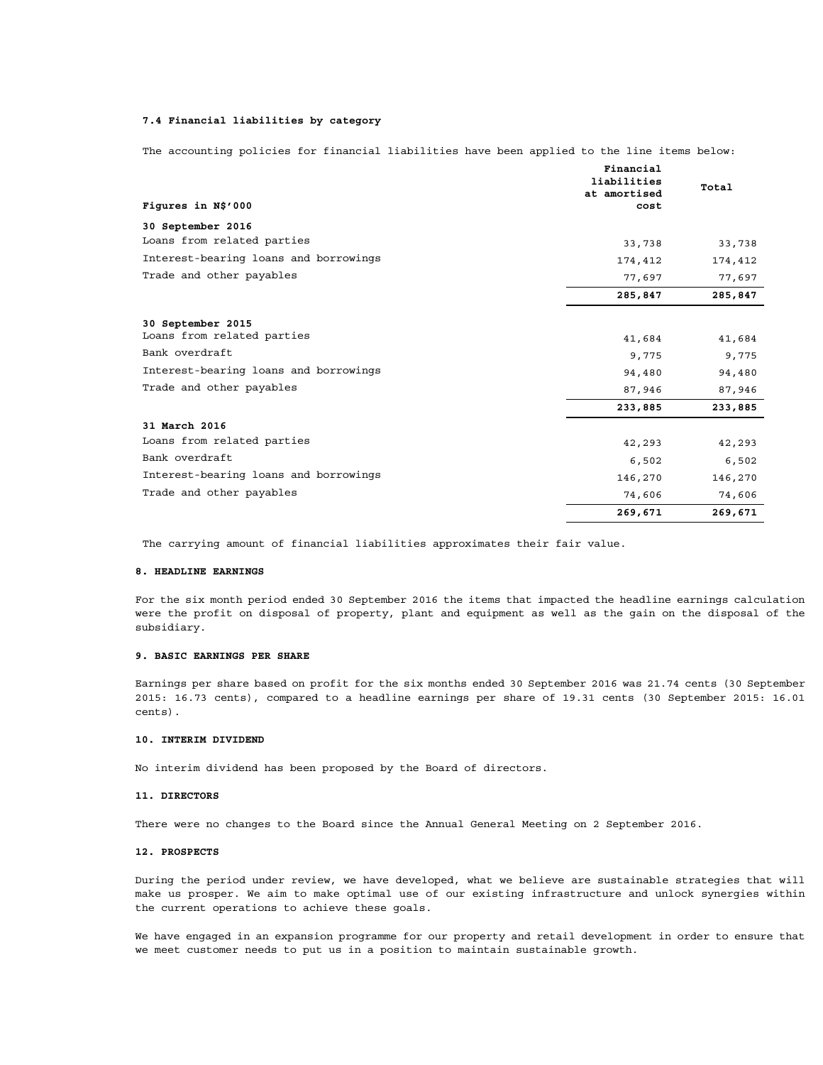**7.4 Financial liabilities by category**

The accounting policies for financial liabilities have been applied to the line items below:

| Figures in N$'000 | Financial liabilities at amortised cost | Total |
|---|---|---|
| **30 September 2016** | | |
| Loans from related parties | 33,738 | 33,738 |
| Interest-bearing loans and borrowings | 174,412 | 174,412 |
| Trade and other payables | 77,697 | 77,697 |
| | **285,847** | **285,847** |
| **30 September 2015** | | |
| Loans from related parties | 41,684 | 41,684 |
| Bank overdraft | 9,775 | 9,775 |
| Interest-bearing loans and borrowings | 94,480 | 94,480 |
| Trade and other payables | 87,946 | 87,946 |
| | **233,885** | **233,885** |
| **31 March 2016** | | |
| Loans from related parties | 42,293 | 42,293 |
| Bank overdraft | 6,502 | 6,502 |
| Interest-bearing loans and borrowings | 146,270 | 146,270 |
| Trade and other payables | 74,606 | 74,606 |
| | **269,671** | **269,671** |

The carrying amount of financial liabilities approximates their fair value.

**8. HEADLINE EARNINGS**

For the six month period ended 30 September 2016 the items that impacted the headline earnings calculation were the profit on disposal of property, plant and equipment as well as the gain on the disposal of the subsidiary.

**9. BASIC EARNINGS PER SHARE**

Earnings per share based on profit for the six months ended 30 September 2016 was 21.74 cents (30 September 2015: 16.73 cents), compared to a headline earnings per share of 19.31 cents (30 September 2015: 16.01 cents).

**10. INTERIM DIVIDEND**

No interim dividend has been proposed by the Board of directors.

**11. DIRECTORS**

There were no changes to the Board since the Annual General Meeting on 2 September 2016.

**12. PROSPECTS**

During the period under review, we have developed, what we believe are sustainable strategies that will make us prosper. We aim to make optimal use of our existing infrastructure and unlock synergies within the current operations to achieve these goals.

We have engaged in an expansion programme for our property and retail development in order to ensure that we meet customer needs to put us in a position to maintain sustainable growth.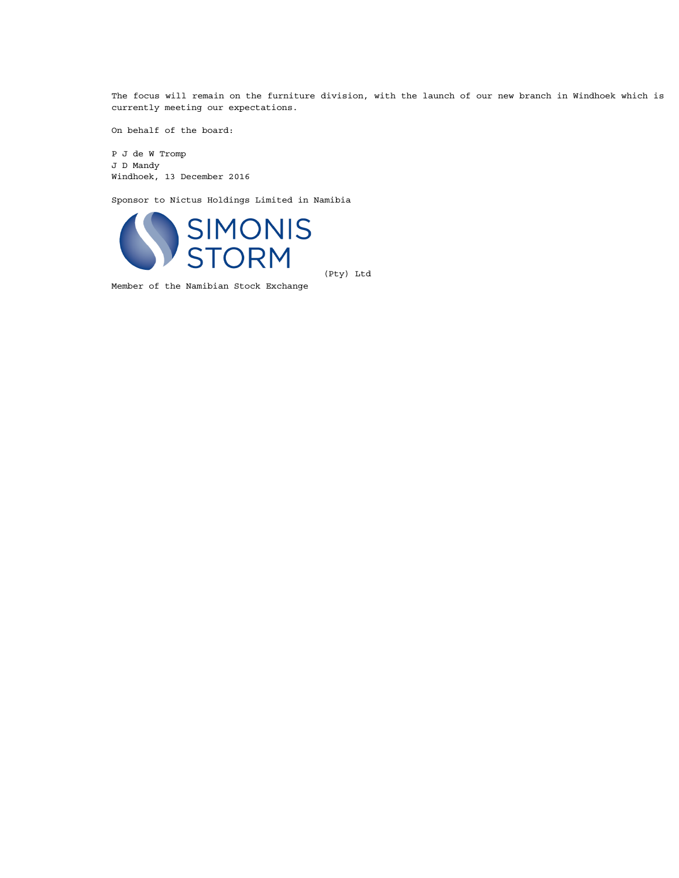The focus will remain on the furniture division, with the launch of our new branch in Windhoek which is currently meeting our expectations.

On behalf of the board:

P J de W Tromp
J D Mandy
Windhoek, 13 December 2016

Sponsor to Nictus Holdings Limited in Namibia

SIMONIS STORM (Pty) Ltd

Member of the Namibian Stock Exchange